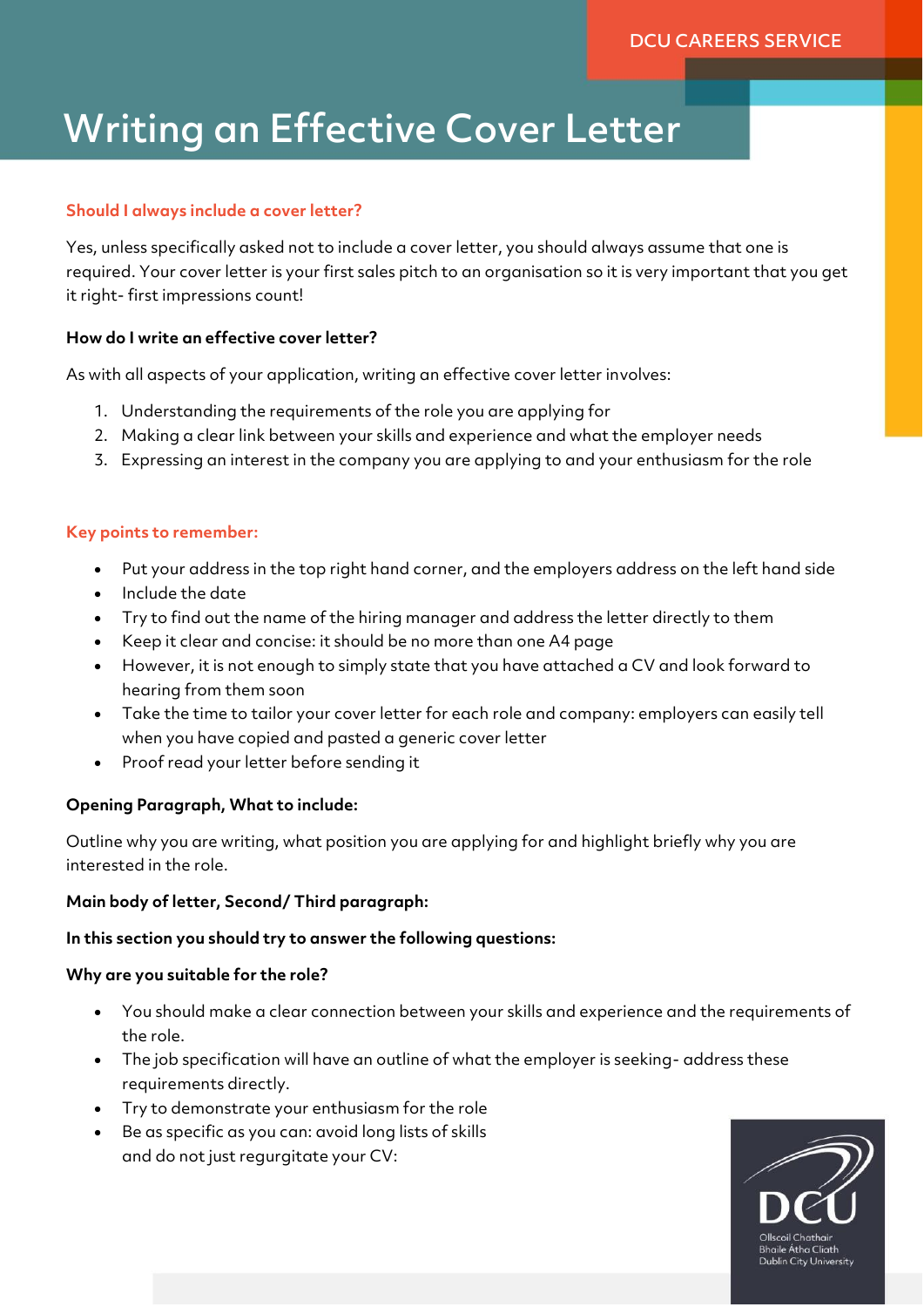DCU CAREERS SERVICE

# Writing an Effective Cover Letter

## Should I always include a cover letter?

Yes, unless specifically asked not to include a cover letter, you should always assume that one is required. Your cover letter is your first sales pitch to an organisation so it is very important that you get it right- first impressions count!

**How do I write an effective cover letter?**

As with all aspects of your application, writing an effective cover letter involves:

1. Understanding the requirements of the role you are applying for
2. Making a clear link between your skills and experience and what the employer needs
3. Expressing an interest in the company you are applying to and your enthusiasm for the role

## Key points to remember:

- Put your address in the top right hand corner, and the employers address on the left hand side
- Include the date
- Try to find out the name of the hiring manager and address the letter directly to them
- Keep it clear and concise: it should be no more than one A4 page
- However, it is not enough to simply state that you have attached a CV and look forward to hearing from them soon
- Take the time to tailor your cover letter for each role and company: employers can easily tell when you have copied and pasted a generic cover letter
- Proof read your letter before sending it

**Opening Paragraph, What to include:**

Outline why you are writing, what position you are applying for and highlight briefly why you are interested in the role.

**Main body of letter, Second/ Third paragraph:**

**In this section you should try to answer the following questions:**

**Why are you suitable for the role?**

- You should make a clear connection between your skills and experience and the requirements of the role.
- The job specification will have an outline of what the employer is seeking- address these requirements directly.
- Try to demonstrate your enthusiasm for the role
- Be as specific as you can: avoid long lists of skills and do not just regurgitate your CV:

DCU
Ollscoil Chathair Bhaile Átha Cliath
Dublin City University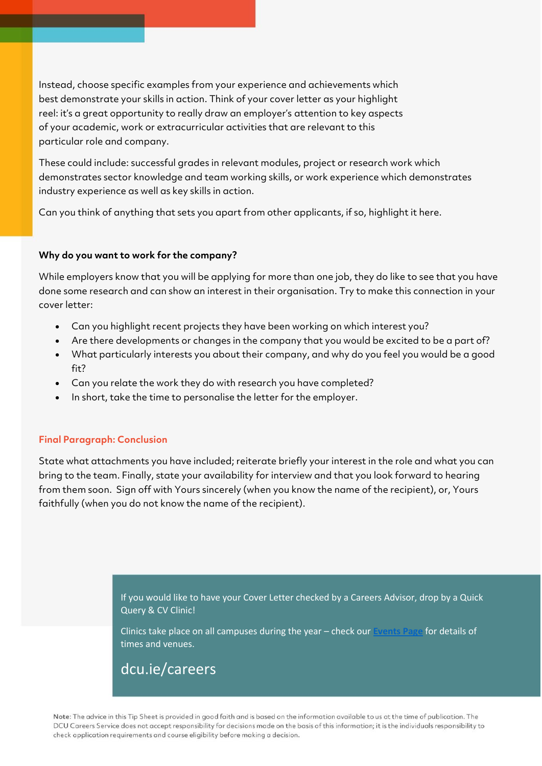Instead, choose specific examples from your experience and achievements which best demonstrate your skills in action. Think of your cover letter as your highlight reel: it's a great opportunity to really draw an employer's attention to key aspects of your academic, work or extracurricular activities that are relevant to this particular role and company.

These could include: successful grades in relevant modules, project or research work which demonstrates sector knowledge and team working skills, or work experience which demonstrates industry experience as well as key skills in action.

Can you think of anything that sets you apart from other applicants, if so, highlight it here.

**Why do you want to work for the company?**

While employers know that you will be applying for more than one job, they do like to see that you have done some research and can show an interest in their organisation. Try to make this connection in your cover letter:

- Can you highlight recent projects they have been working on which interest you?
- Are there developments or changes in the company that you would be excited to be a part of?
- What particularly interests you about their company, and why do you feel you would be a good fit?
- Can you relate the work they do with research you have completed?
- In short, take the time to personalise the letter for the employer.

## Final Paragraph: Conclusion

State what attachments you have included; reiterate briefly your interest in the role and what you can bring to the team. Finally, state your availability for interview and that you look forward to hearing from them soon. Sign off with Yours sincerely (when you know the name of the recipient), or, Yours faithfully (when you do not know the name of the recipient).

If you would like to have your Cover Letter checked by a Careers Advisor, drop by a Quick Query & CV Clinic!

Clinics take place on all campuses during the year – check our Events Page for details of times and venues.

dcu.ie/careers

Note: The advice in this Tip Sheet is provided in good faith and is based on the information available to us at the time of publication. The DCU Careers Service does not accept responsibility for decisions made on the basis of this information; it is the individuals responsibility to check application requirements and course eligibility before making a decision.